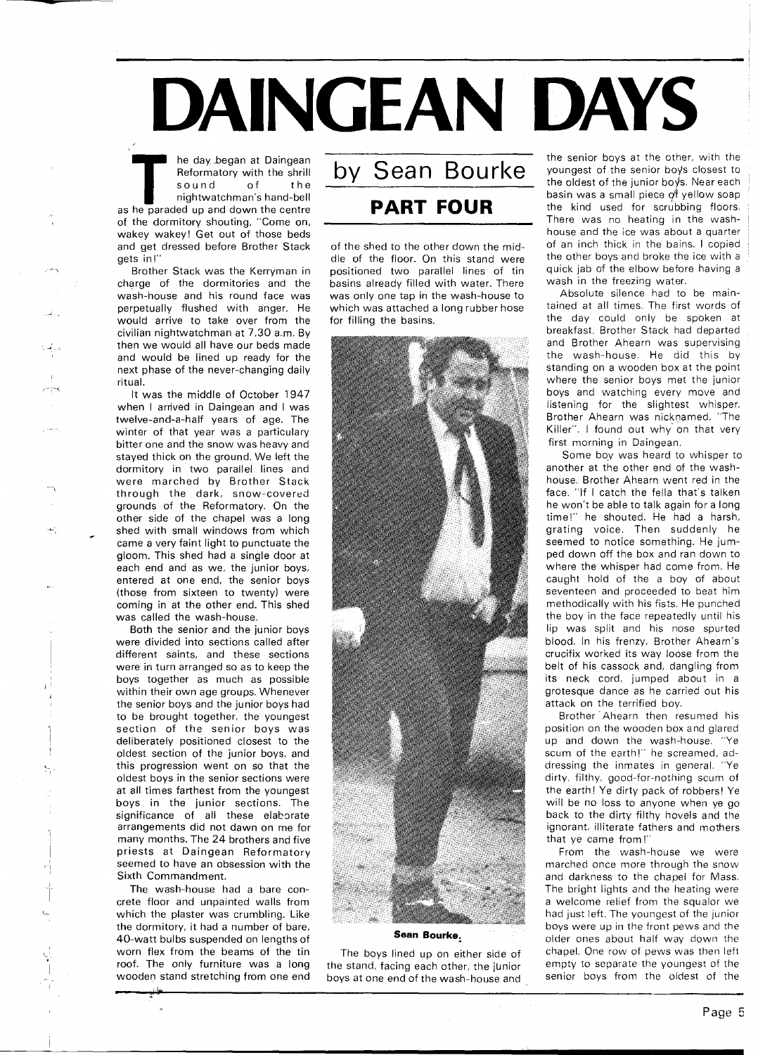# DAINGEAN DAYS

## by Sean Bourke

### PART FOUR

The day began at Daingean Reformatory with the shrill sound of the nightwatchman's hand-bell as he paraded up and down the centre of the dormitory shouting, "Come on, wakey wakey! Get out of those beds and get dressed before Brother Stack gets in!"

Brother Stack was the Kerryman in charge of the dormitories and the wash-house and his round face was perpetually flushed with anger. He would arrive to take over from the civilian nightwatchman at 7.30 a.m. By then we would all have our beds made and would be lined up ready for the next phase of the never-changing daily ritual.

It was the middle of October 1947 when I arrived in Daingean and I was twelve-and-a-half years of age. The winter of that year was a particulary bitter one and the snow was heavy and stayed thick on the ground. We left the dormitory in two parallel lines and were marched by Brother Stack through the dark, snow-covered grounds of the Reformatory. On the other side of the chapel was a long shed with small windows from which came a very faint light to punctuate the gloom. This shed had a single door at each end and as we, the junior boys, entered at one end, the senior boys (those from sixteen to twenty) were coming in at the other end. This shed was called the wash-house.

Both the senior and the junior boys were divided into sections called after different saints, and these sections were in turn arranged so as to keep the boys together as much as possible within their own age groups. Whenever the senior boys and the junior boys had to be brought together, the youngest section of the senior boys was deliberately positioned closest to the oldest section of the junior boys, and this progression went on so that the oldest boys in the senior sections were at all times farthest from the youngest boys in the junior sections. The significance of all these elaborate arrangements did not dawn on me for many months. The 24 brothers and five priests at Daingean Reformatory seemed to have an obsession with the Sixth Commandment.

The wash-house had a bare concrete floor and unpainted walls from which the plaster was crumbling. Like the dormitory, it had a number of bare, 40-watt bulbs suspended on lengths of worn flex from the beams of the tin roof. The only furniture was a long wooden stand stretching from one end of the shed to the other down the middle of the floor. On this stand were positioned two parallel lines of tin basins already filled with water. There was only one tap in the wash-house to which was attached a long rubber hose for filling the basins.

**Sean Bourke.**

The boys lined up on either side of the stand, facing each other, the junior boys at one end of the wash-house and the senior boys at the other, with the youngest of the senior boys closest to the oldest of the junior boys. Near each basin was a small piece of yellow soap the kind used for scrubbing floors. There was no heating in the wash-house and the ice was about a quarter of an inch thick in the bains. I copied the other boys and broke the ice with a quick jab of the elbow before having a wash in the freezing water.

Absolute silence had to be maintained at all times. The first words of the day could only be spoken at breakfast. Brother Stack had departed and Brother Ahearn was supervising the wash-house. He did this by standing on a wooden box at the point where the senior boys met the junior boys and watching every move and listening for the slightest whisper. Brother Ahearn was nicknamed, "The Killer". I found out why on that very first morning in Daingean.

Some boy was heard to whisper to another at the other end of the wash-house. Brother Ahearn went red in the face. "If I catch the fella that's talken he won't be able to talk again for a long time!" he shouted. He had a harsh, grating voice. Then suddenly he seemed to notice something. He jumped down off the box and ran down to where the whisper had come from. He caught hold of the a boy of about seventeen and proceeded to beat him methodically with his fists. He punched the boy in the face repeatedly until his lip was split and his nose spurted blood. In his frenzy, Brother Ahearn's crucifix worked its way loose from the belt of his cassock and, dangling from its neck cord, jumped about in a grotesque dance as he carried out his attack on the terrified boy.

Brother Ahearn then resumed his position on the wooden box and glared up and down the wash-house. "Ye scum of the earth!" he screamed, addressing the inmates in general. "Ye dirty, filthy, good-for-nothing scum of the earth! Ye dirty pack of robbers! Ye will be no loss to anyone when ye go back to the dirty filthy hovels and the ignorant, illiterate fathers and mothers that ye came from!"

From the wash-house we were marched once more through the snow and darkness to the chapel for Mass. The bright lights and the heating were a welcome relief from the squalor we had just left. The youngest of the junior boys were up in the front pews and the older ones about half way down the chapel. One row of pews was then left empty to separate the youngest of the senior boys from the oldest of the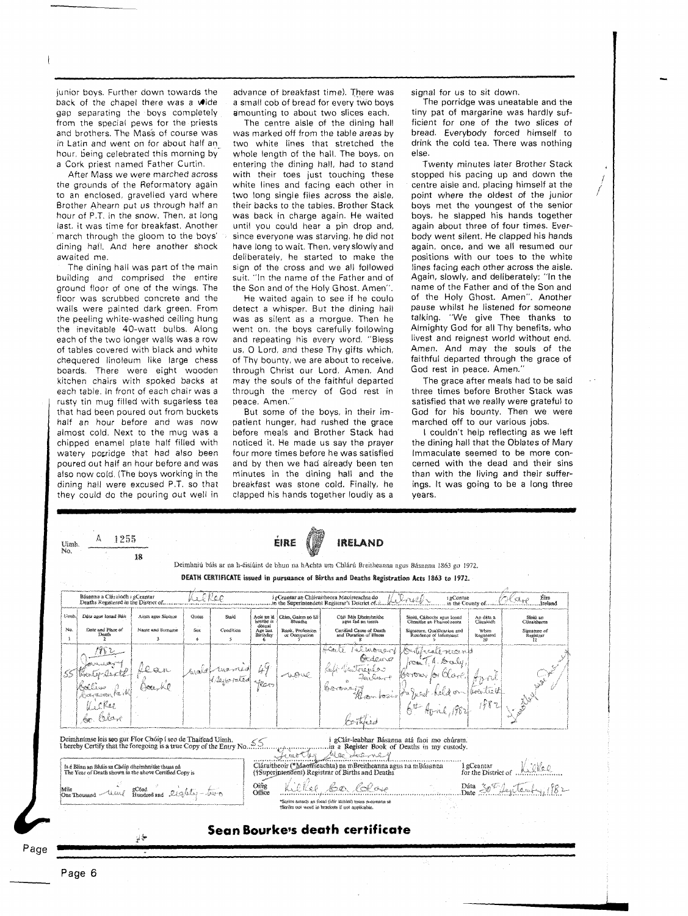junior boys. Further down towards the back of the chapel there was a wide gap separating the boys completely from the special pews for the priests and brothers. The Mass of course was in Latin and went on for about half an hour, being celebrated this morning by a Cork priest named Father Curtin.

After Mass we were marched across the grounds of the Reformatory again to an enclosed, gravelled yard where Brother Ahearn put us through half an hour of P.T. in the snow. Then, at long last, it was time for breakfast. Another march through the gloom to the boys' dining hall. And here another shock awaited me.

The dining hall was part of the main building and comprised the entire ground floor of one of the wings. The floor was scrubbed concrete and the walls were painted dark green. From the peeling white-washed ceiling hung the inevitable 40-watt bulbs. Along each of the two longer walls was a row of tables covered with black and white chequered linoleum like large chess boards. There were eight wooden kitchen chairs with spoked backs at each table. In front of each chair was a rusty tin mug filled with sugarless tea that had been poured out from buckets half an hour before and was now almost cold. Next to the mug was a chipped enamel plate half filled with watery porridge that had also been poured out half an hour before and was also now cold. (The boys working in the dining hall were excused P.T. so that they could do the pouring out well in advance of breakfast time). There was a small cob of bread for every two boys amounting to about two slices each.

The centre aisle of the dining hall was marked off from the table areas by two white lines that stretched the whole length of the hall. The boys, on entering the dining hall, had to stand with their toes just touching these white lines and facing each other in two long single files across the aisle, their backs to the tables. Brother Stack was back in charge again. He waited until you could hear a pin drop and, since everyone was starving, he did not have long to wait. Then, very slowly and deliberately, he started to make the sign of the cross and we all followed suit. "In the name of the Father and of the Son and of the Holy Ghost. Amen".

He waited again to see if he could detect a whisper. But the dining hall was as silent as a morgue. Then he went on, the boys carefully following and repeating his every word. "Bless us, O Lord, and these Thy gifts which, of Thy bounty, we are about to receive, through Christ our Lord. Amen. And may the souls of the faithful departed through the mercy of God rest in peace. Amen."

But some of the boys, in their impatient hunger, had rushed the grace before meals and Brother Stack had noticed it. He made us say the prayer four more times before he was satisfied and by then we had already been ten minutes in the dining hall and the breakfast was stone cold. Finally, he clapped his hands together loudly as a signal for us to sit down.

The porridge was uneatable and the tiny pat of margarine was hardly sufficient for one of the two slices of bread. Everybody forced himself to drink the cold tea. There was nothing else.

Twenty minutes later Brother Stack stopped his pacing up and down the centre aisle and, placing himself at the point where the oldest of the junior boys met the youngest of the senior boys, he slapped his hands together again about three of four times. Everbody went silent. He clapped his hands again, once, and we all resumed our positions with our toes to the white lines facing each other across the aisle. Again, slowly, and deliberately: "In the name of the Father and of the Son and of the Holy Ghost. Amen". Another pause whilst he listened for someone talking. "We give Thee thanks to Almighty God for all Thy benefits, who livest and reignest world without end. Amen. And may the souls of the faithful departed through the grace of God rest in peace. Amen."

The grace after meals had to be said three times before Brother Stack was satisfied that we really were grateful to God for his bounty. Then we were marched off to our various jobs.

I couldn't help reflecting as we left the dining hall that the Oblates of Mary Immaculate seemed to be more concerned with the dead and their sins than with the living and their sufferings. It was going to be a long three years.

Uimh. No. A 1255 18

**ÉIRE IRELAND**

Deimhniú báis ar na h-éisiúint de bhun na hAchta um Chlárú Breitheanna agus Básanna 1863 go 1972.

**DEATH CERTIFICATE issued in pursuance of Births and Deaths Registration Acts 1863 to 1972.**

Básanna a Cláraíodh i gCeantar / Deaths Registered in the District of Kilkee — i gCeantar an Chláraitheora Maoirseachta do / in the Superintendent Registrar's District of Ennis — i gContae / in the County of Clare — Éire / Ireland

| Uimh. No. 1 | Dáta agus Ionad Báis / Date and Place of Death 2 | Ainm agus Sloinne / Name and Surname 3 | Gnéas / Sex 4 | Staid / Condition 5 | Aois ag an lá breithe is déanaí / Age last Birthday 6 | Céim, Gairm nó Slí Bheatha / Rank, Profession or Occupation 7 | Cúis Báis Dheimhnithe agus fad an tinnis / Certified Cause of Death and Duration of Illness 8 | Síniú, Cáilíocht agus Ionad Cónaithe an Fhaisnéiseora / Signature, Qualification and Residence of Informant 9 | An dáta a Cláraíodh / When Registered 10 | Síniú an Chláraitheora / Signature of Registrar 11 |
|---|---|---|---|---|---|---|---|---|---|---|
| 55 | 1982 January Twenty-sixth Collins Caravan Park Kilkee Co. Clare | Sean Bourke | Male | Married & separated | 49 years | None | Acute pulmonary oedema Left Ventricular failure Coronary Thrombosis Certified | Certificate received from T.A. Daly, Coroner for Clare. Inquest held on 6th April, 1982 | April twentieth 1982 | Timothy Mac Inerney |

Deimhnímse leis seo gur Fíor Chóip í seo de Thaifead Uimh. / I hereby Certify that the foregoing is a true Copy of the Entry No. 55 i gClár-leabhar Básanna atá faoi mo chúram. / in a Register Book of Deaths in my custody.

Timothy Mac Inerney

Cláraitheoir (*Maoirseachta) na mBreitheanna agus na mBásanna / (†Superintendent) Registrar of Births and Deaths — i gCeantar / for the District of Kilkee

Is é Bliain an Bháis sa Chóip dheimhnithe thuas ná / The Year of Death shown in the above Certified Copy is

Míle / One Thousand nine gCéad / Hundred and eighty-two

Oifig / Office Kilkee Co. Clare — Dáta / Date 30th September, 1982

*Scrios amach an focal (idir lúibíní) mura n-oireann sé / †Strike out word in brackets if not applicable.

## Sean Bourke's death certificate